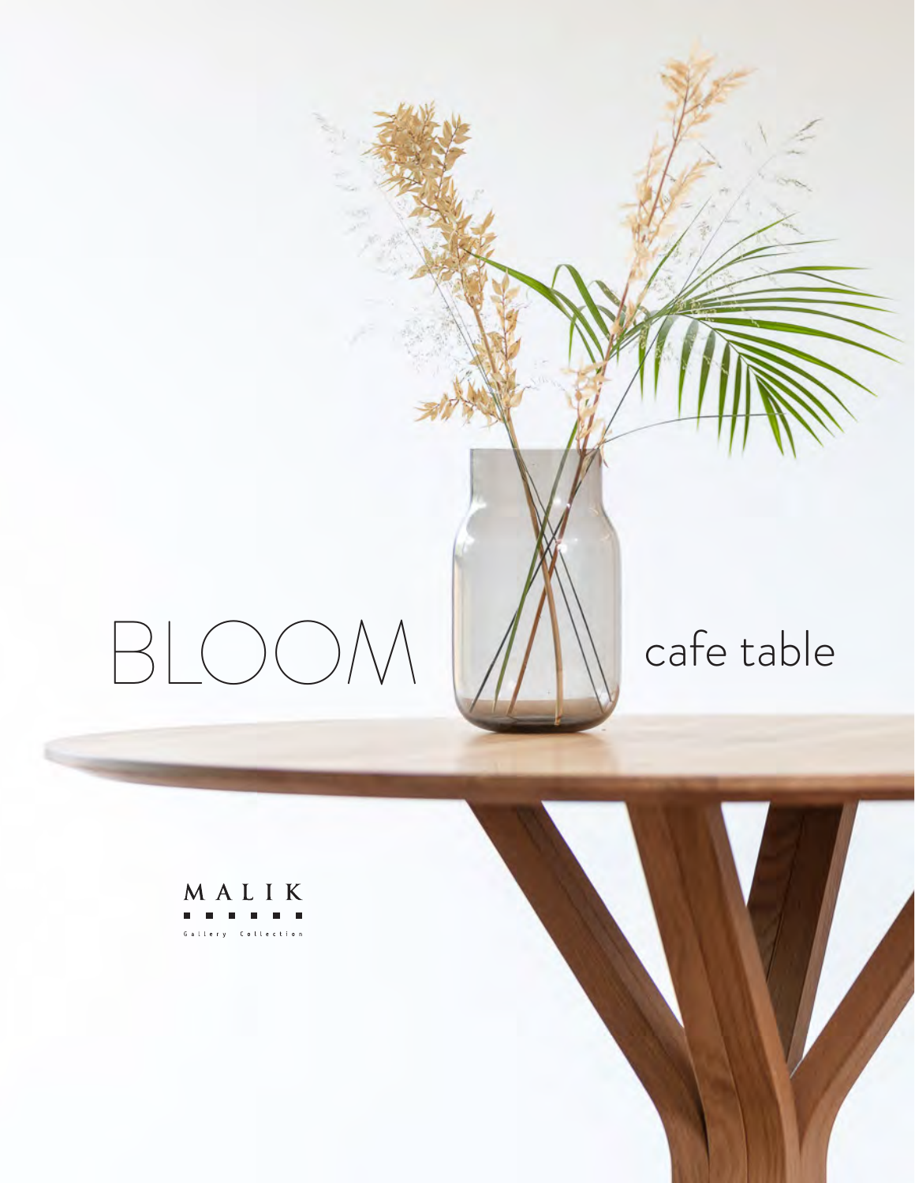# BLOOM cafe table

MALIK

Gallery Collection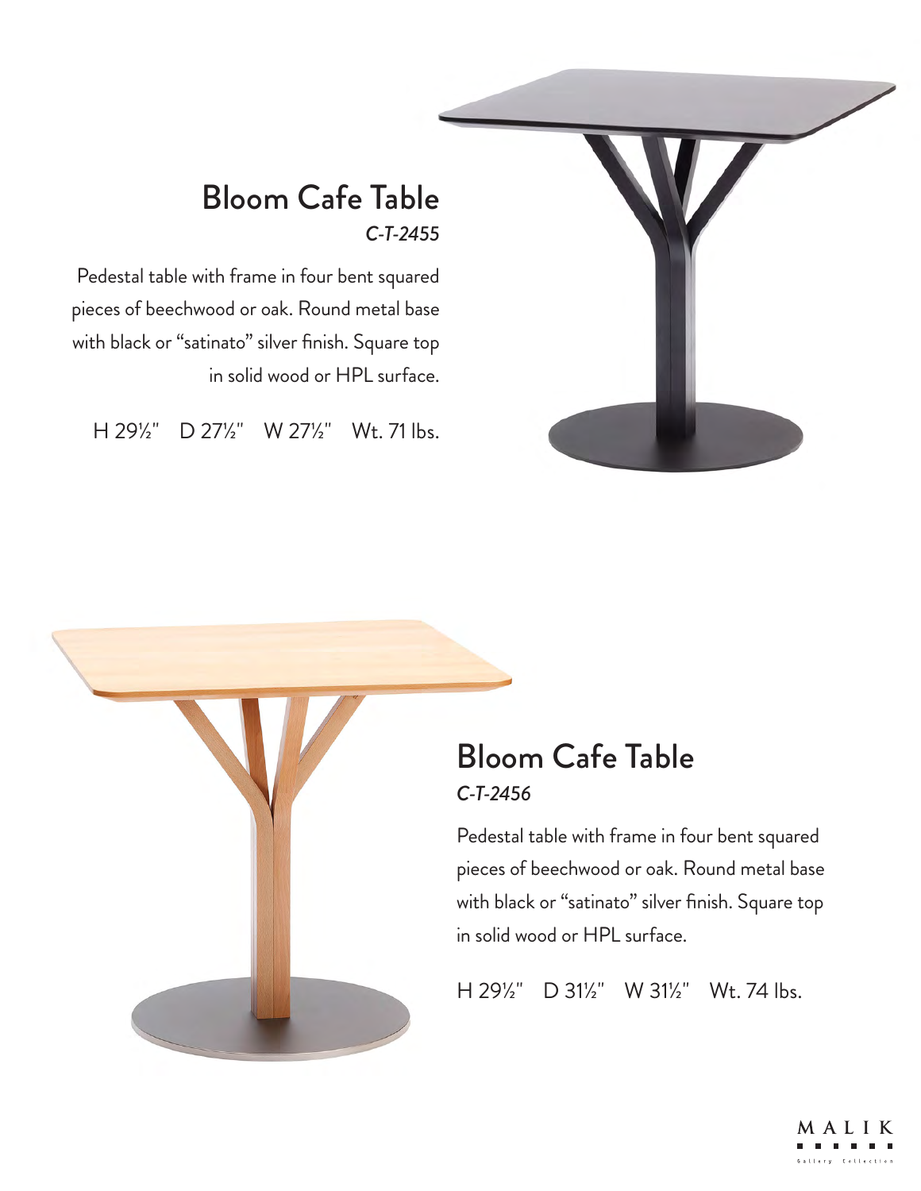## Bloom Cafe Table

*C-T-2455*

Pedestal table with frame in four bent squared pieces of beechwood or oak. Round metal base with black or "satinato" silver finish. Square top in solid wood or HPL surface.

H 29½"  D 27½"  W 27½"  Wt. 71 lbs.

## Bloom Cafe Table

*C-T-2456*

Pedestal table with frame in four bent squared pieces of beechwood or oak. Round metal base with black or "satinato" silver finish. Square top in solid wood or HPL surface.

H 29½"  D 31½"  W 31½"  Wt. 74 lbs.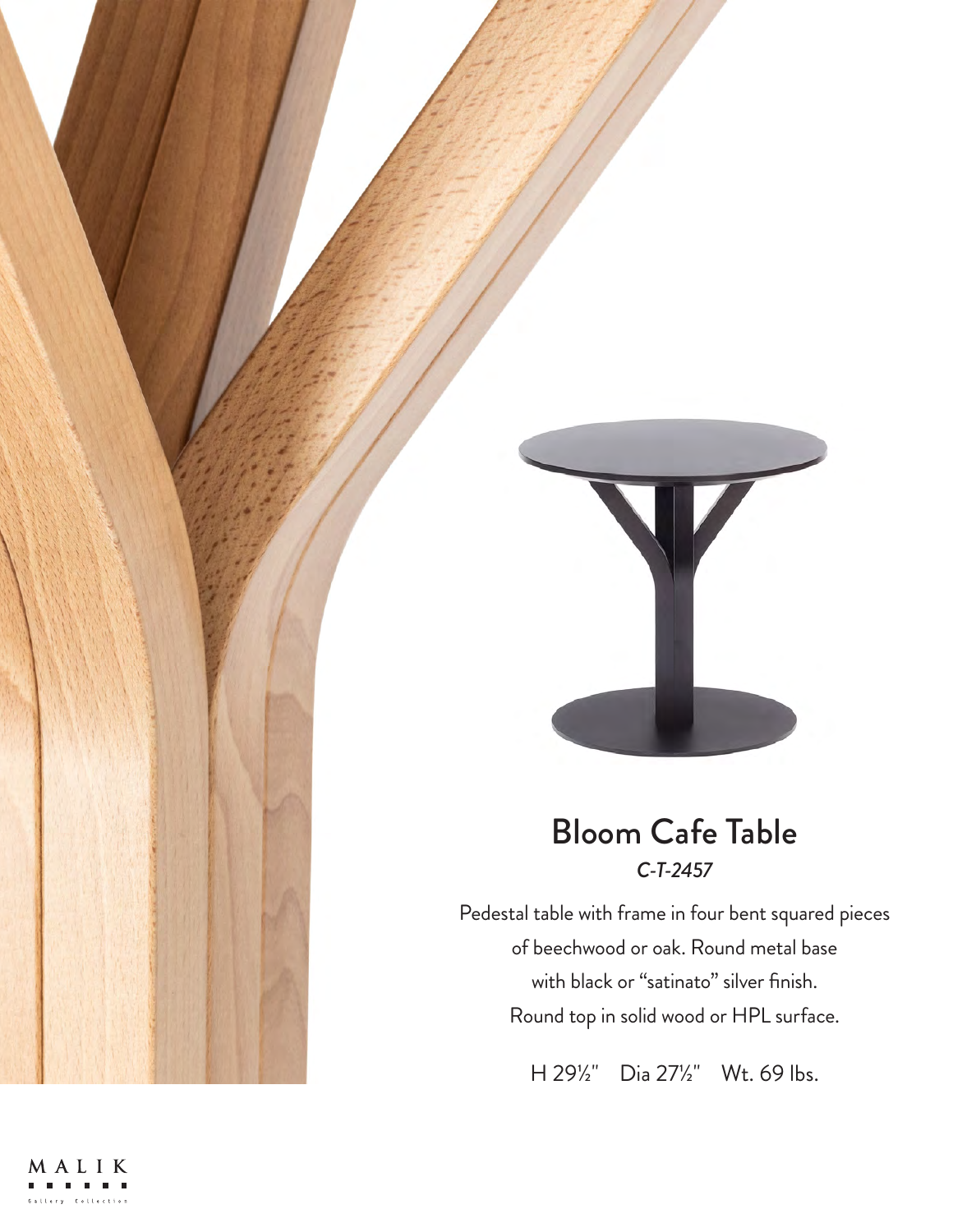# Bloom Cafe Table

*C-T-2457*

Pedestal table with frame in four bent squared pieces of beechwood or oak. Round metal base with black or "satinato" silver finish. Round top in solid wood or HPL surface.

H 29½"   Dia 27½"   Wt. 69 lbs.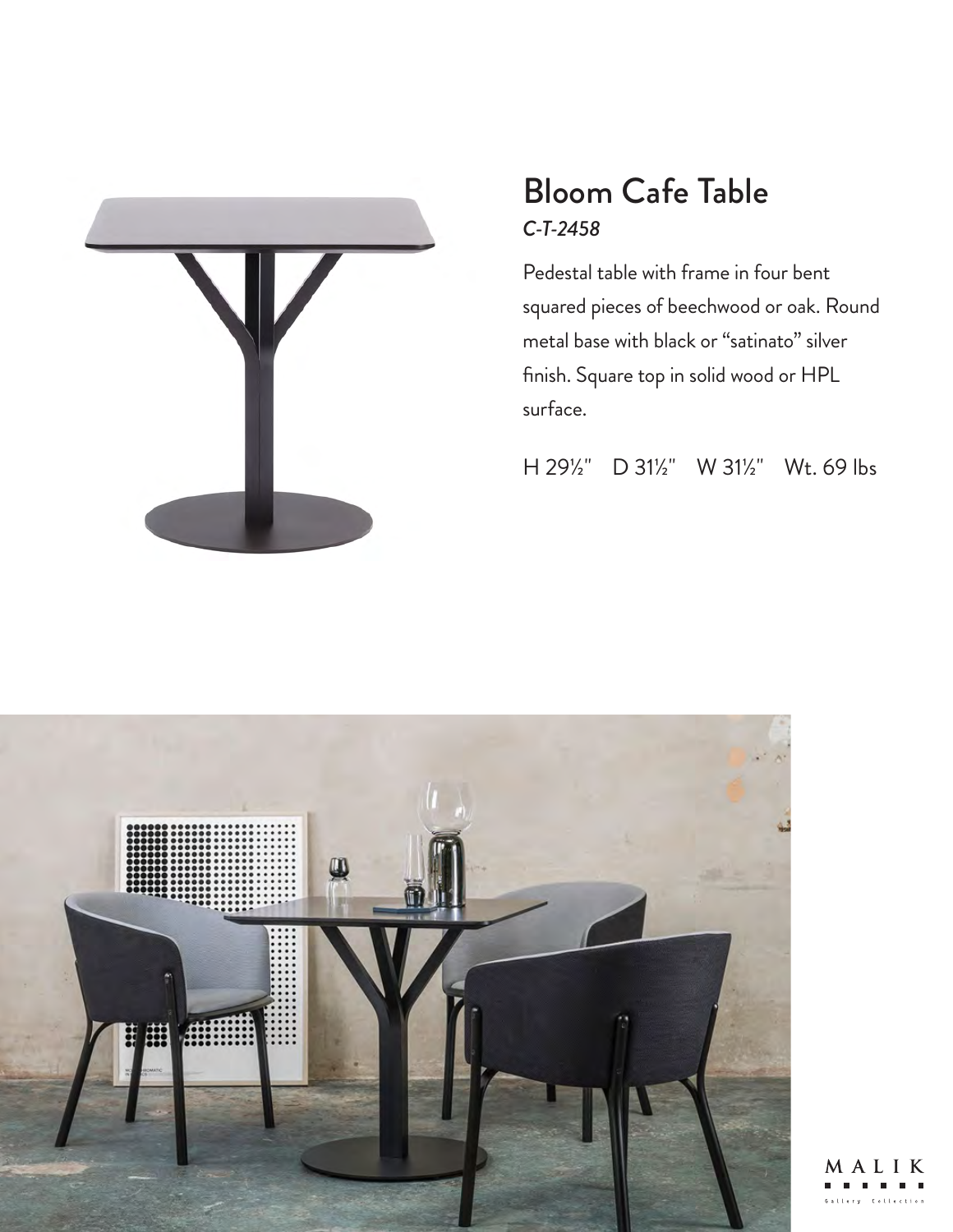# Bloom Cafe Table

*C-T-2458*

Pedestal table with frame in four bent squared pieces of beechwood or oak. Round metal base with black or “satinato” silver finish. Square top in solid wood or HPL surface.

H 29½"  D 31½"  W 31½"  Wt. 69 lbs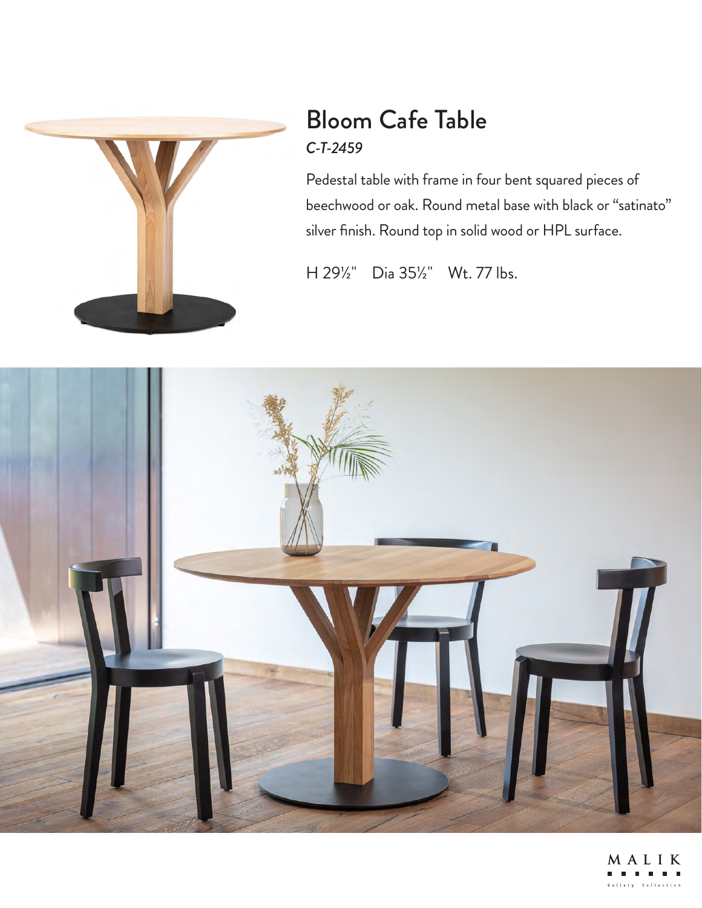# Bloom Cafe Table

*C-T-2459*

Pedestal table with frame in four bent squared pieces of beechwood or oak. Round metal base with black or "satinato" silver finish. Round top in solid wood or HPL surface.

H 29½" Dia 35½" Wt. 77 lbs.

MALIK

Gallery Collection